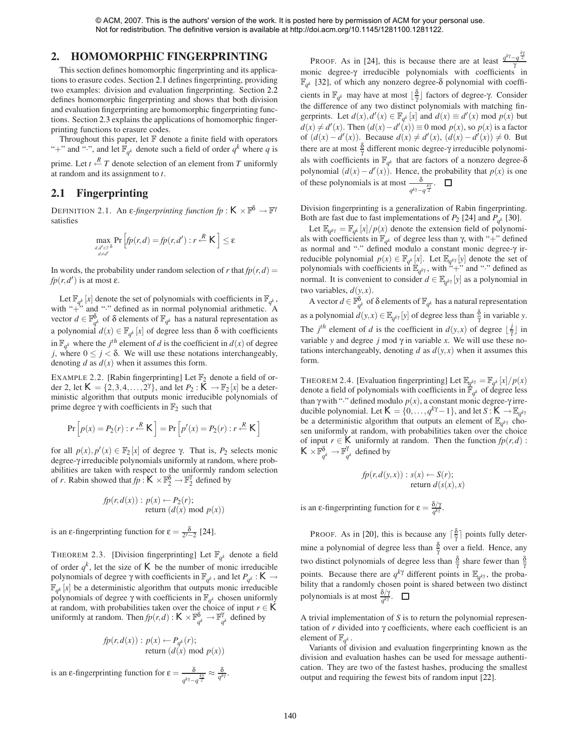© ACM, 2007. This is the authors' version of the work. It is posted here by permission of ACM for your personal use. Not for redistribution. The definitive version is available at http://doi.acm.org/10.1145/1281100.1281122.

## 2. HOMOMORPHIC FINGERPRINTING

This section defines homomorphic fingerprinting and its applications to erasure codes. Section 2.1 defines fingerprinting, providing two examples: division and evaluation fingerprinting. Section 2.2 defines homomorphic fingerprinting and shows that both division and evaluation fingerprinting are homomorphic fingerprinting functions. Section 2.3 explains the applications of homomorphic fingerprinting functions to erasure codes.

Throughout this paper, let $\mathbb{F}$ denote a finite field with operators "+" and "·", and let $\mathbb{F}_{q^k}$ denote such a field of order $q^k$ where $q$ is prime. Let $t \xleftarrow{R} T$ denote selection of an element from $T$ uniformly at random and its assignment to $t$.

### 2.1 Fingerprinting

DEFINITION 2.1. An *ε-fingerprinting function* $fp : \mathsf{K} \times \mathbb{F}^{\delta} \to \mathbb{F}^{\gamma}$ satisfies

$$\max_{\substack{d,d' \in \mathbb{F}^{\delta} \\ d \neq d'}} \Pr\left[fp(r,d) = fp(r,d') : r \xleftarrow{R} \mathsf{K}\right] \leq \varepsilon$$

In words, the probability under random selection of $r$ that $fp(r,d) = fp(r,d')$ is at most ε.

Let $\mathbb{F}_{q^k}[x]$ denote the set of polynomials with coefficients in $\mathbb{F}_{q^k}$, with "+" and "·" defined as in normal polynomial arithmetic. A vector $d \in \mathbb{F}_{q^k}^{\delta}$ of δ elements of $\mathbb{F}_{q^k}$ has a natural representation as a polynomial $d(x) \in \mathbb{F}_{q^k}[x]$ of degree less than δ with coefficients in $\mathbb{F}_{q^k}$ where the $j^{th}$ element of $d$ is the coefficient in $d(x)$ of degree $j$, where $0 \leq j < \delta$. We will use these notations interchangeably, denoting $d$ as $d(x)$ when it assumes this form.

EXAMPLE 2.2. [Rabin fingerprinting] Let $\mathbb{F}_2$ denote a field of order 2, let $\mathsf{K} = \{2,3,4,\ldots,2^{\gamma}\}$, and let $P_2 : \mathsf{K} \to \mathbb{F}_2[x]$ be a deterministic algorithm that outputs monic irreducible polynomials of prime degree γ with coefficients in $\mathbb{F}_2$ such that

$$\Pr\left[p(x) = P_2(r) : r \xleftarrow{R} \mathsf{K}\right] = \Pr\left[p'(x) = P_2(r) : r \xleftarrow{R} \mathsf{K}\right]$$

for all $p(x), p'(x) \in \mathbb{F}_2[x]$ of degree γ. That is, $P_2$ selects monic degree-γ irreducible polynomials uniformly at random, where probabilities are taken with respect to the uniformly random selection of $r$. Rabin showed that $fp : \mathsf{K} \times \mathbb{F}_2^{\delta} \to \mathbb{F}_2^{\gamma}$ defined by

$$fp(r,d(x)) : p(x) \leftarrow P_2(r); \quad \text{return } (d(x) \bmod p(x))$$

is an ε-fingerprinting function for $\varepsilon = \frac{\delta}{2^{\gamma}-2}$ [24].

THEOREM 2.3. [Division fingerprinting] Let $\mathbb{F}_{q^k}$ denote a field of order $q^k$, let the size of $\mathsf{K}$ be the number of monic irreducible polynomials of degree γ with coefficients in $\mathbb{F}_{q^k}$, and let $P_{q^k} : \mathsf{K} \to \mathbb{F}_{q^k}[x]$ be a deterministic algorithm that outputs monic irreducible polynomials of degree γ with coefficients in $\mathbb{F}_{q^k}$ chosen uniformly at random, with probabilities taken over the choice of input $r \in \mathsf{K}$ uniformly at random. Then $fp(r,d) : \mathsf{K} \times \mathbb{F}_{q^k}^{\delta} \to \mathbb{F}_{q^k}^{\gamma}$ defined by

$$fp(r,d(x)) : p(x) \leftarrow P_{q^k}(r); \quad \text{return } (d(x) \bmod p(x))$$

is an ε-fingerprinting function for $\varepsilon = \frac{\delta}{q^{k\gamma}-q^{\frac{k\gamma}{2}}} \approx \frac{\delta}{q^{k\gamma}}$.

PROOF. As in [24], this is because there are at least $\frac{q^{k\gamma}-q^{\frac{k\gamma}{2}}}{\gamma}$ monic degree-γ irreducible polynomials with coefficients in $\mathbb{F}_{q^k}$ [32], of which any nonzero degree-δ polynomial with coefficients in $\mathbb{F}_{q^k}$ may have at most $\lfloor\frac{\delta}{\gamma}\rfloor$ factors of degree-γ. Consider the difference of any two distinct polynomials with matching fingerprints. Let $d(x), d'(x) \in \mathbb{F}_{q^k}[x]$ and $d(x) \equiv d'(x) \bmod p(x)$ but $d(x) \neq d'(x)$. Then $(d(x) - d'(x)) \equiv 0 \bmod p(x)$, so $p(x)$ is a factor of $(d(x) - d'(x))$. Because $d(x) \neq d'(x)$, $(d(x) - d'(x)) \neq 0$. But there are at most $\frac{\delta}{\gamma}$ different monic degree-γ irreducible polynomials with coefficients in $\mathbb{F}_{q^k}$ that are factors of a nonzero degree-δ polynomial $(d(x) - d'(x))$. Hence, the probability that $p(x)$ is one of these polynomials is at most $\frac{\delta}{q^{k\gamma}-q^{\frac{k\gamma}{2}}}$. □

Division fingerprinting is a generalization of Rabin fingerprinting. Both are fast due to fast implementations of $P_2$ [24] and $P_{q^k}$ [30].

Let $\mathbb{E}_{q^{k\gamma}} = \mathbb{F}_{q^k}[x]/p(x)$ denote the extension field of polynomials with coefficients in $\mathbb{F}_{q^k}$ of degree less than γ, with "+" defined as normal and "·" defined modulo a constant monic degree-γ irreducible polynomial $p(x) \in \mathbb{F}_{q^k}[x]$. Let $\mathbb{E}_{q^{k\gamma}}[y]$ denote the set of polynomials with coefficients in $\mathbb{E}_{q^{k\gamma}}$, with "+" and "·" defined as normal. It is convenient to consider $d \in \mathbb{E}_{q^{k\gamma}}[y]$ as a polynomial in two variables, $d(y,x)$.

A vector $d \in \mathbb{F}_{q^k}^{\delta}$ of δ elements of $\mathbb{F}_{q^k}$ has a natural representation as a polynomial $d(y,x) \in \mathbb{E}_{q^{k\gamma}}[y]$ of degree less than $\frac{\delta}{\gamma}$ in variable $y$. The $j^{th}$ element of $d$ is the coefficient in $d(y,x)$ of degree $\lfloor\frac{j}{\gamma}\rfloor$ in variable $y$ and degree $j \bmod \gamma$ in variable $x$. We will use these notations interchangeably, denoting $d$ as $d(y,x)$ when it assumes this form.

THEOREM 2.4. [Evaluation fingerprinting] Let $\mathbb{E}_{q^{k\gamma}} = \mathbb{F}_{q^k}[x]/p(x)$ denote a field of polynomials with coefficients in $\mathbb{F}_{q^k}$ of degree less than γ with "·" defined modulo $p(x)$, a constant monic degree-γ irreducible polynomial. Let $\mathsf{K} = \{0,\ldots,q^{k\gamma}-1\}$, and let $S : \mathsf{K} \to \mathbb{E}_{q^{k\gamma}}$ be a deterministic algorithm that outputs an element of $\mathbb{E}_{q^{k\gamma}}$ chosen uniformly at random, with probabilities taken over the choice of input $r \in \mathsf{K}$ uniformly at random. Then the function $fp(r,d) : \mathsf{K} \times \mathbb{F}_{q^k}^{\delta} \to \mathbb{F}_{q^k}^{\gamma}$ defined by

$$fp(r,d(y,x)) : s(x) \leftarrow S(r); \quad \text{return } d(s(x),x)$$

is an ε-fingerprinting function for $\varepsilon = \frac{\delta/\gamma}{q^{k\gamma}}$.

PROOF. As in [20], this is because any $\lceil\frac{\delta}{\gamma}\rceil$ points fully determine a polynomial of degree less than $\frac{\delta}{\gamma}$ over a field. Hence, any two distinct polynomials of degree less than $\frac{\delta}{\gamma}$ share fewer than $\frac{\delta}{\gamma}$ points. Because there are $q^{k\gamma}$ different points in $\mathbb{E}_{q^{k\gamma}}$, the probability that a randomly chosen point is shared between two distinct polynomials is at most $\frac{\delta/\gamma}{q^{k\gamma}}$. □

A trivial implementation of $S$ is to return the polynomial representation of $r$ divided into γ coefficients, where each coefficient is an element of $\mathbb{F}_{q^k}$.

Variants of division and evaluation fingerprinting known as the division and evaluation hashes can be used for message authentication. They are two of the fastest hashes, producing the smallest output and requiring the fewest bits of random input [22].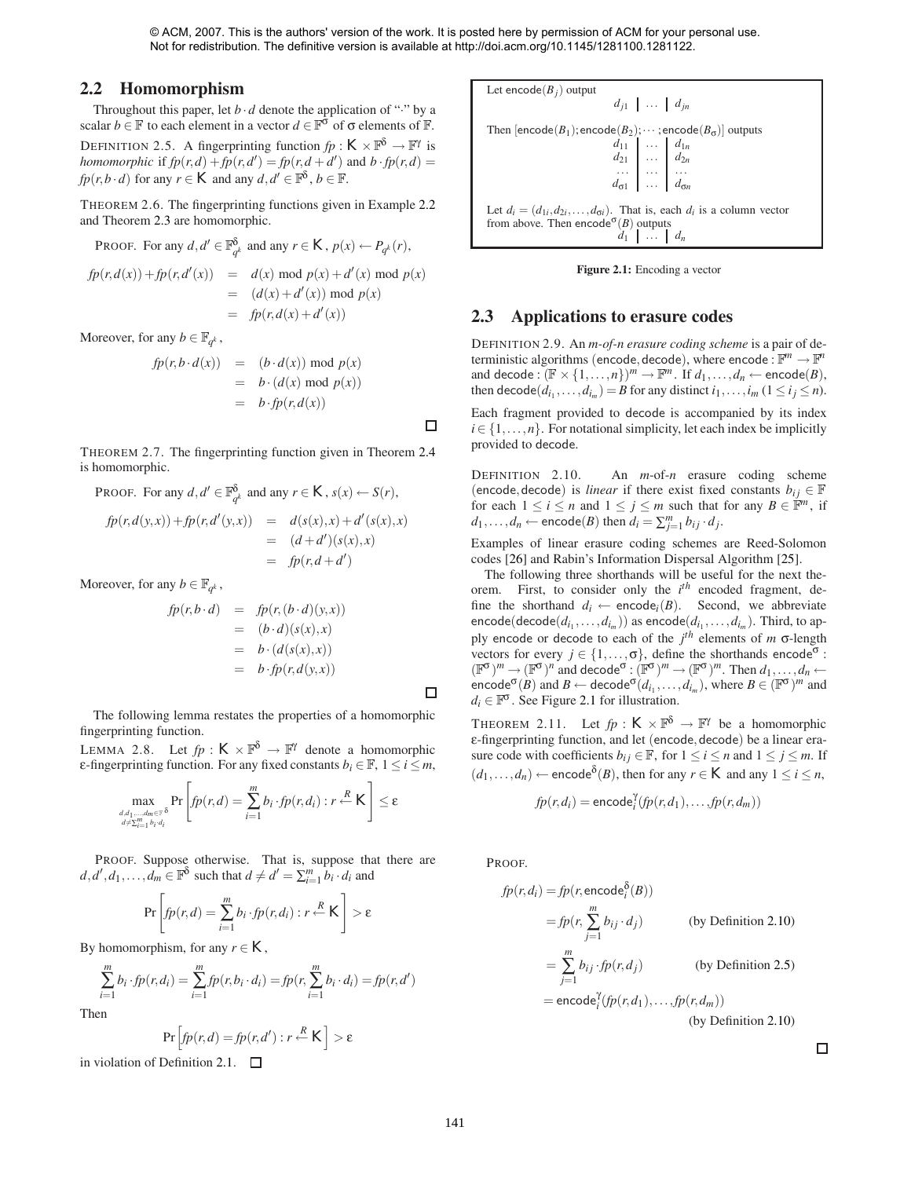© ACM, 2007. This is the authors' version of the work. It is posted here by permission of ACM for your personal use. Not for redistribution. The definitive version is available at http://doi.acm.org/10.1145/1281100.1281122.

## 2.2 Homomorphism

Throughout this paper, let $b \cdot d$ denote the application of "$\cdot$" by a scalar $b \in \mathbb{F}$ to each element in a vector $d \in \mathbb{F}^{\sigma}$ of $\sigma$ elements of $\mathbb{F}$.

DEFINITION 2.5. A fingerprinting function $fp : \mathsf{K} \times \mathbb{F}^{\delta} \rightarrow \mathbb{F}^{\gamma}$ is *homomorphic* if $fp(r,d) + fp(r,d') = fp(r,d+d')$ and $b \cdot fp(r,d) = fp(r, b \cdot d)$ for any $r \in \mathsf{K}$ and any $d, d' \in \mathbb{F}^{\delta}$, $b \in \mathbb{F}$.

THEOREM 2.6. The fingerprinting functions given in Example 2.2 and Theorem 2.3 are homomorphic.

PROOF. For any $d, d' \in \mathbb{F}_{q^k}^{\delta}$ and any $r \in \mathsf{K}$, $p(x) \leftarrow P_{q^k}(r)$,

$$
\begin{aligned}
fp(r, d(x)) + fp(r, d'(x)) &= d(x) \bmod p(x) + d'(x) \bmod p(x) \\
&= (d(x) + d'(x)) \bmod p(x) \\
&= fp(r, d(x) + d'(x))
\end{aligned}
$$

Moreover, for any $b \in \mathbb{F}_{q^k}$,

$$
\begin{aligned}
fp(r, b \cdot d(x)) &= (b \cdot d(x)) \bmod p(x) \\
&= b \cdot (d(x) \bmod p(x)) \\
&= b \cdot fp(r, d(x))
\end{aligned}
$$

□

THEOREM 2.7. The fingerprinting function given in Theorem 2.4 is homomorphic.

PROOF. For any $d, d' \in \mathbb{F}_{q^k}^{\delta}$ and any $r \in \mathsf{K}$, $s(x) \leftarrow S(r)$,

$$
\begin{aligned}
fp(r, d(y,x)) + fp(r, d'(y,x)) &= d(s(x), x) + d'(s(x), x) \\
&= (d + d')(s(x), x) \\
&= fp(r, d + d')
\end{aligned}
$$

Moreover, for any $b \in \mathbb{F}_{q^k}$,

$$
\begin{aligned}
fp(r, b \cdot d) &= fp(r, (b \cdot d)(y,x)) \\
&= (b \cdot d)(s(x), x) \\
&= b \cdot (d(s(x), x)) \\
&= b \cdot fp(r, d(y,x))
\end{aligned}
$$

□

The following lemma restates the properties of a homomorphic fingerprinting function.

LEMMA 2.8. Let $fp : \mathsf{K} \times \mathbb{F}^{\delta} \rightarrow \mathbb{F}^{\gamma}$ denote a homomorphic $\varepsilon$-fingerprinting function. For any fixed constants $b_i \in \mathbb{F}$, $1 \leq i \leq m$,

$$
\max_{\substack{d, d_1, \ldots, d_m \in \mathbb{F}^{\delta} \\ d \neq \sum_{i=1}^{m} b_i \cdot d_i}} \Pr\left[ fp(r,d) = \sum_{i=1}^{m} b_i \cdot fp(r, d_i) : r \xleftarrow{R} \mathsf{K} \right] \leq \varepsilon
$$

PROOF. Suppose otherwise. That is, suppose that there are $d, d', d_1, \ldots, d_m \in \mathbb{F}^{\delta}$ such that $d \neq d' = \sum_{i=1}^{m} b_i \cdot d_i$ and

$$
\Pr\left[ fp(r,d) = \sum_{i=1}^{m} b_i \cdot fp(r, d_i) : r \xleftarrow{R} \mathsf{K} \right] > \varepsilon
$$

By homomorphism, for any $r \in \mathsf{K}$,

$$
\sum_{i=1}^{m} b_i \cdot fp(r, d_i) = \sum_{i=1}^{m} fp(r, b_i \cdot d_i) = fp(r, \sum_{i=1}^{m} b_i \cdot d_i) = fp(r, d')
$$

Then

$$
\Pr\left[ fp(r,d) = fp(r,d') : r \xleftarrow{R} \mathsf{K} \right] > \varepsilon
$$

in violation of Definition 2.1. □

Let $\mathsf{encode}(B_j)$ output

$$
d_{j1} \;\big|\; \ldots \;\big|\; d_{jn}
$$

Then $[\mathsf{encode}(B_1); \mathsf{encode}(B_2); \cdots; \mathsf{encode}(B_{\sigma})]$ outputs

$$
\begin{array}{c|c|c}
d_{11} & \ldots & d_{1n} \\
d_{21} & \ldots & d_{2n} \\
\ldots & \ldots & \ldots \\
d_{\sigma 1} & \ldots & d_{\sigma n}
\end{array}
$$

Let $d_i = (d_{1i}, d_{2i}, \ldots, d_{\sigma i})$. That is, each $d_i$ is a column vector from above. Then $\mathsf{encode}^{\sigma}(B)$ outputs

$$
d_1 \;\big|\; \ldots \;\big|\; d_n
$$

**Figure 2.1:** Encoding a vector

## 2.3 Applications to erasure codes

DEFINITION 2.9. An *m-of-n erasure coding scheme* is a pair of deterministic algorithms $(\mathsf{encode}, \mathsf{decode})$, where $\mathsf{encode} : \mathbb{F}^m \rightarrow \mathbb{F}^n$ and $\mathsf{decode} : (\mathbb{F} \times \{1, \ldots, n\})^m \rightarrow \mathbb{F}^m$. If $d_1, \ldots, d_n \leftarrow \mathsf{encode}(B)$, then $\mathsf{decode}(d_{i_1}, \ldots, d_{i_m}) = B$ for any distinct $i_1, \ldots, i_m$ $(1 \leq i_j \leq n)$.

Each fragment provided to $\mathsf{decode}$ is accompanied by its index $i \in \{1, \ldots, n\}$. For notational simplicity, let each index be implicitly provided to $\mathsf{decode}$.

DEFINITION 2.10. An $m$-of-$n$ erasure coding scheme $(\mathsf{encode}, \mathsf{decode})$ is *linear* if there exist fixed constants $b_{ij} \in \mathbb{F}$ for each $1 \leq i \leq n$ and $1 \leq j \leq m$ such that for any $B \in \mathbb{F}^m$, if $d_1, \ldots, d_n \leftarrow \mathsf{encode}(B)$ then $d_i = \sum_{j=1}^{m} b_{ij} \cdot d_j$.

Examples of linear erasure coding schemes are Reed-Solomon codes [26] and Rabin's Information Dispersal Algorithm [25].

The following three shorthands will be useful for the next theorem. First, to consider only the $i^{th}$ encoded fragment, define the shorthand $d_i \leftarrow \mathsf{encode}_i(B)$. Second, we abbreviate $\mathsf{encode}(\mathsf{decode}(d_{i_1}, \ldots, d_{i_m}))$ as $\mathsf{encode}(d_{i_1}, \ldots, d_{i_m})$. Third, to apply $\mathsf{encode}$ or $\mathsf{decode}$ to each of the $j^{th}$ elements of $m$ $\sigma$-length vectors for every $j \in \{1, \ldots, \sigma\}$, define the shorthands $\mathsf{encode}^{\sigma} : (\mathbb{F}^{\sigma})^m \rightarrow (\mathbb{F}^{\sigma})^n$ and $\mathsf{decode}^{\sigma} : (\mathbb{F}^{\sigma})^m \rightarrow (\mathbb{F}^{\sigma})^m$. Then $d_1, \ldots, d_n \leftarrow \mathsf{encode}^{\sigma}(B)$ and $B \leftarrow \mathsf{decode}^{\sigma}(d_{i_1}, \ldots, d_{i_m})$, where $B \in (\mathbb{F}^{\sigma})^m$ and $d_i \in \mathbb{F}^{\sigma}$. See Figure 2.1 for illustration.

THEOREM 2.11. Let $fp : \mathsf{K} \times \mathbb{F}^{\delta} \rightarrow \mathbb{F}^{\gamma}$ be a homomorphic $\varepsilon$-fingerprinting function, and let $(\mathsf{encode}, \mathsf{decode})$ be a linear erasure code with coefficients $b_{ij} \in \mathbb{F}$, for $1 \leq i \leq n$ and $1 \leq j \leq m$. If $(d_1, \ldots, d_n) \leftarrow \mathsf{encode}^{\delta}(B)$, then for any $r \in \mathsf{K}$ and any $1 \leq i \leq n$,

$$
fp(r, d_i) = \mathsf{encode}_i^{\gamma}(fp(r, d_1), \ldots, fp(r, d_m))
$$

PROOF.

$$
\begin{aligned}
fp(r, d_i) &= fp(r, \mathsf{encode}_i^{\delta}(B)) \\
&= fp(r, \sum_{j=1}^{m} b_{ij} \cdot d_j) && \text{(by Definition 2.10)} \\
&= \sum_{j=1}^{m} b_{ij} \cdot fp(r, d_j) && \text{(by Definition 2.5)} \\
&= \mathsf{encode}_i^{\gamma}(fp(r, d_1), \ldots, fp(r, d_m)) && \text{(by Definition 2.10)}
\end{aligned}
$$

□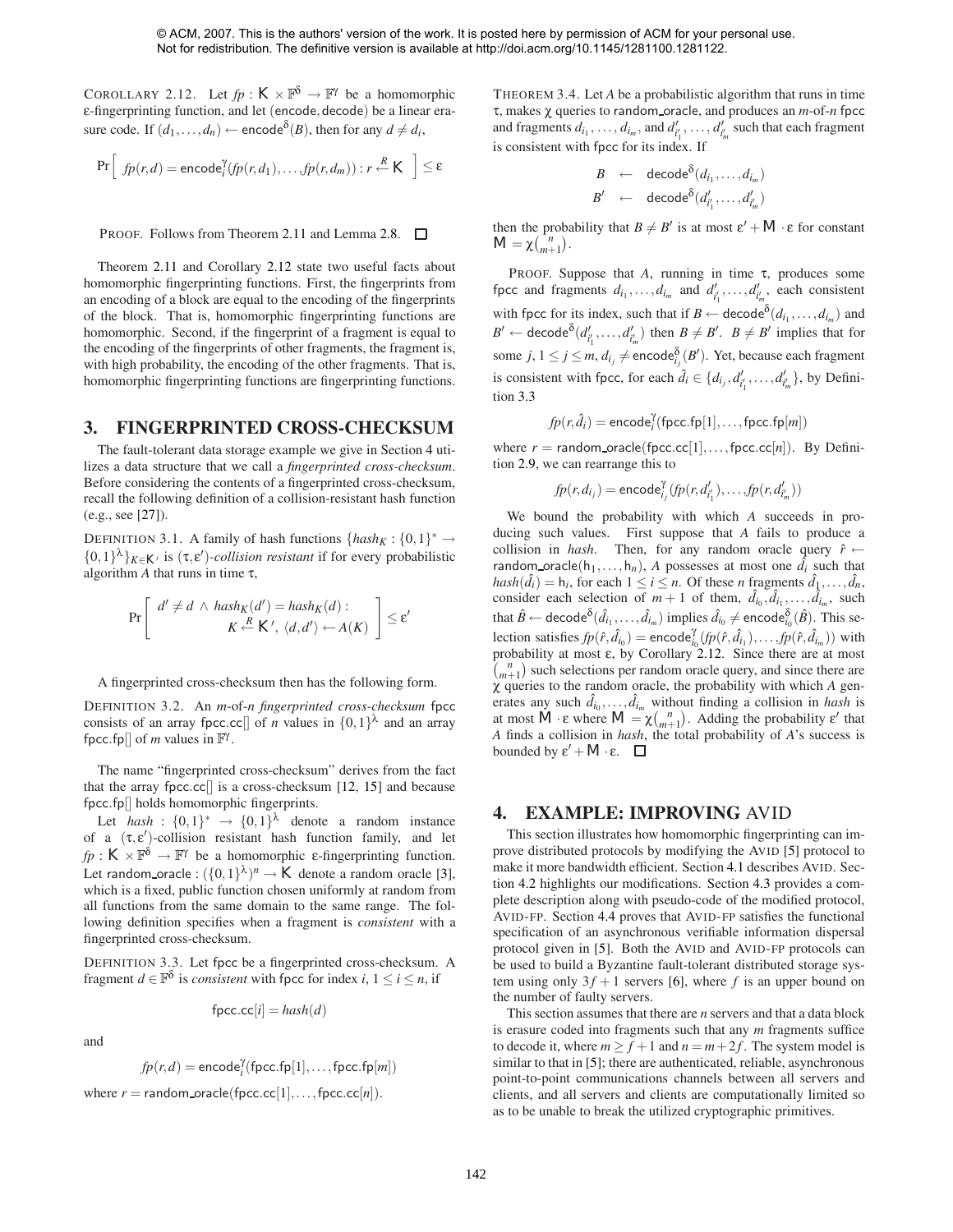© ACM, 2007. This is the authors' version of the work. It is posted here by permission of ACM for your personal use. Not for redistribution. The definitive version is available at http://doi.acm.org/10.1145/1281100.1281122.

COROLLARY 2.12. Let $fp : \mathsf{K} \times \mathbb{F}^\delta \to \mathbb{F}^\gamma$ be a homomorphic ε-fingerprinting function, and let (encode, decode) be a linear erasure code. If $(d_1, \ldots, d_n) \leftarrow \mathsf{encode}^\delta(B)$, then for any $d \neq d_i$,

$$\Pr\left[\ fp(r,d) = \mathsf{encode}_i^\gamma(fp(r,d_1), \ldots, fp(r,d_m)) : r \xleftarrow{R} \mathsf{K}\ \right] \leq \varepsilon$$

PROOF. Follows from Theorem 2.11 and Lemma 2.8. □

Theorem 2.11 and Corollary 2.12 state two useful facts about homomorphic fingerprinting functions. First, the fingerprints from an encoding of a block are equal to the encoding of the fingerprints of the block. That is, homomorphic fingerprinting functions are homomorphic. Second, if the fingerprint of a fragment is equal to the encoding of the fingerprints of other fragments, the fragment is, with high probability, the encoding of the other fragments. That is, homomorphic fingerprinting functions are fingerprinting functions.

## 3. FINGERPRINTED CROSS-CHECKSUM

The fault-tolerant data storage example we give in Section 4 utilizes a data structure that we call a *fingerprinted cross-checksum*. Before considering the contents of a fingerprinted cross-checksum, recall the following definition of a collision-resistant hash function (e.g., see [27]).

DEFINITION 3.1. A family of hash functions $\{hash_K : \{0,1\}^* \to \{0,1\}^\lambda\}_{K \in \mathsf{K}'}$ is $(\tau, \varepsilon')$*-collision resistant* if for every probabilistic algorithm $A$ that runs in time $\tau$,

$$\Pr\left[\begin{array}{c} d' \neq d \wedge hash_K(d') = hash_K(d) : \\ K \xleftarrow{R} \mathsf{K}',\ \langle d, d' \rangle \leftarrow A(K) \end{array}\right] \leq \varepsilon'$$

A fingerprinted cross-checksum then has the following form.

DEFINITION 3.2. An *m-of-n fingerprinted cross-checksum* fpcc consists of an array fpcc.cc[] of $n$ values in $\{0,1\}^\lambda$ and an array fpcc.fp[] of $m$ values in $\mathbb{F}^\gamma$.

The name "fingerprinted cross-checksum" derives from the fact that the array fpcc.cc[] is a cross-checksum [12, 15] and because fpcc.fp[] holds homomorphic fingerprints.

Let $hash : \{0,1\}^* \to \{0,1\}^\lambda$ denote a random instance of a $(\tau, \varepsilon')$-collision resistant hash function family, and let $fp : \mathsf{K} \times \mathbb{F}^\delta \to \mathbb{F}^\gamma$ be a homomorphic ε-fingerprinting function. Let random_oracle : $(\{0,1\}^\lambda)^n \to \mathsf{K}$ denote a random oracle [3], which is a fixed, public function chosen uniformly at random from all functions from the same domain to the same range. The following definition specifies when a fragment is *consistent* with a fingerprinted cross-checksum.

DEFINITION 3.3. Let fpcc be a fingerprinted cross-checksum. A fragment $d \in \mathbb{F}^\delta$ is *consistent* with fpcc for index $i$, $1 \leq i \leq n$, if

$$\mathsf{fpcc.cc}[i] = hash(d)$$

and

$$fp(r,d) = \mathsf{encode}_i^\gamma(\mathsf{fpcc.fp}[1], \ldots, \mathsf{fpcc.fp}[m])$$

where $r = \mathsf{random\_oracle}(\mathsf{fpcc.cc}[1], \ldots, \mathsf{fpcc.cc}[n])$.

THEOREM 3.4. Let $A$ be a probabilistic algorithm that runs in time $\tau$, makes $\chi$ queries to random_oracle, and produces an $m$-of-$n$ fpcc and fragments $d_{i_1}, \ldots, d_{i_m}$, and $d'_{i'_1}, \ldots, d'_{i'_m}$ such that each fragment is consistent with fpcc for its index. If

$$\begin{array}{rcl} B & \leftarrow & \mathsf{decode}^\delta(d_{i_1}, \ldots, d_{i_m}) \\ B' & \leftarrow & \mathsf{decode}^\delta(d'_{i'_1}, \ldots, d'_{i'_m}) \end{array}$$

then the probability that $B \neq B'$ is at most $\varepsilon' + \mathsf{M} \cdot \varepsilon$ for constant $\mathsf{M} = \chi\binom{n}{m+1}$.

PROOF. Suppose that $A$, running in time $\tau$, produces some fpcc and fragments $d_{i_1}, \ldots, d_{i_m}$ and $d'_{i'_1}, \ldots, d'_{i'_m}$, each consistent with fpcc for its index, such that if $B \leftarrow \mathsf{decode}^\delta(d_{i_1}, \ldots, d_{i_m})$ and $B' \leftarrow \mathsf{decode}^\delta(d'_{i'_1}, \ldots, d'_{i'_m})$ then $B \neq B'$. $B \neq B'$ implies that for some $j$, $1 \leq j \leq m$, $d_{i_j} \neq \mathsf{encode}_{i_j}^\delta(B')$. Yet, because each fragment is consistent with fpcc, for each $\hat{d}_i \in \{d_{i_j}, d'_{i'_1}, \ldots, d'_{i'_m}\}$, by Definition 3.3

$$fp(r, \hat{d}_i) = \mathsf{encode}_i^\gamma(\mathsf{fpcc.fp}[1], \ldots, \mathsf{fpcc.fp}[m])$$

where $r = \mathsf{random\_oracle}(\mathsf{fpcc.cc}[1], \ldots, \mathsf{fpcc.cc}[n])$. By Definition 2.9, we can rearrange this to

$$fp(r, d_{i_j}) = \mathsf{encode}_{i_j}^\gamma(fp(r, d'_{i'_1}), \ldots, fp(r, d'_{i'_m}))$$

We bound the probability with which $A$ succeeds in producing such values. First suppose that $A$ fails to produce a collision in *hash*. Then, for any random oracle query $\hat{r} \leftarrow \mathsf{random\_oracle}(\mathsf{h}_1, \ldots, \mathsf{h}_n)$, $A$ possesses at most one $\hat{d}_i$ such that $hash(\hat{d}_i) = \mathsf{h}_i$, for each $1 \leq i \leq n$. Of these $n$ fragments $\hat{d}_1, \ldots, \hat{d}_n$, consider each selection of $m+1$ of them, $\hat{d}_{i_0}, \hat{d}_{i_1}, \ldots, \hat{d}_{i_m}$, such that $\hat{B} \leftarrow \mathsf{decode}^\delta(\hat{d}_{i_1}, \ldots, \hat{d}_{i_m})$ implies $\hat{d}_{i_0} \neq \mathsf{encode}_{i_0}^\delta(\hat{B})$. This selection satisfies $fp(\hat{r}, \hat{d}_{i_0}) = \mathsf{encode}_{i_0}^\gamma(fp(\hat{r}, \hat{d}_{i_1}), \ldots, fp(\hat{r}, \hat{d}_{i_m}))$ with probability at most ε, by Corollary 2.12. Since there are at most $\binom{n}{m+1}$ such selections per random oracle query, and since there are $\chi$ queries to the random oracle, the probability with which $A$ generates any such $\hat{d}_{i_0}, \ldots, \hat{d}_{i_m}$ without finding a collision in *hash* is at most $\mathsf{M} \cdot \varepsilon$ where $\mathsf{M} = \chi\binom{n}{m+1}$. Adding the probability $\varepsilon'$ that $A$ finds a collision in *hash*, the total probability of $A$'s success is bounded by $\varepsilon' + \mathsf{M} \cdot \varepsilon$. □

## 4. EXAMPLE: IMPROVING AVID

This section illustrates how homomorphic fingerprinting can improve distributed protocols by modifying the AVID [5] protocol to make it more bandwidth efficient. Section 4.1 describes AVID. Section 4.2 highlights our modifications. Section 4.3 provides a complete description along with pseudo-code of the modified protocol, AVID-FP. Section 4.4 proves that AVID-FP satisfies the functional specification of an asynchronous verifiable information dispersal protocol given in [5]. Both the AVID and AVID-FP protocols can be used to build a Byzantine fault-tolerant distributed storage system using only $3f+1$ servers [6], where $f$ is an upper bound on the number of faulty servers.

This section assumes that there are $n$ servers and that a data block is erasure coded into fragments such that any $m$ fragments suffice to decode it, where $m \geq f+1$ and $n = m+2f$. The system model is similar to that in [5]; there are authenticated, reliable, asynchronous point-to-point communications channels between all servers and clients, and all servers and clients are computationally limited so as to be unable to break the utilized cryptographic primitives.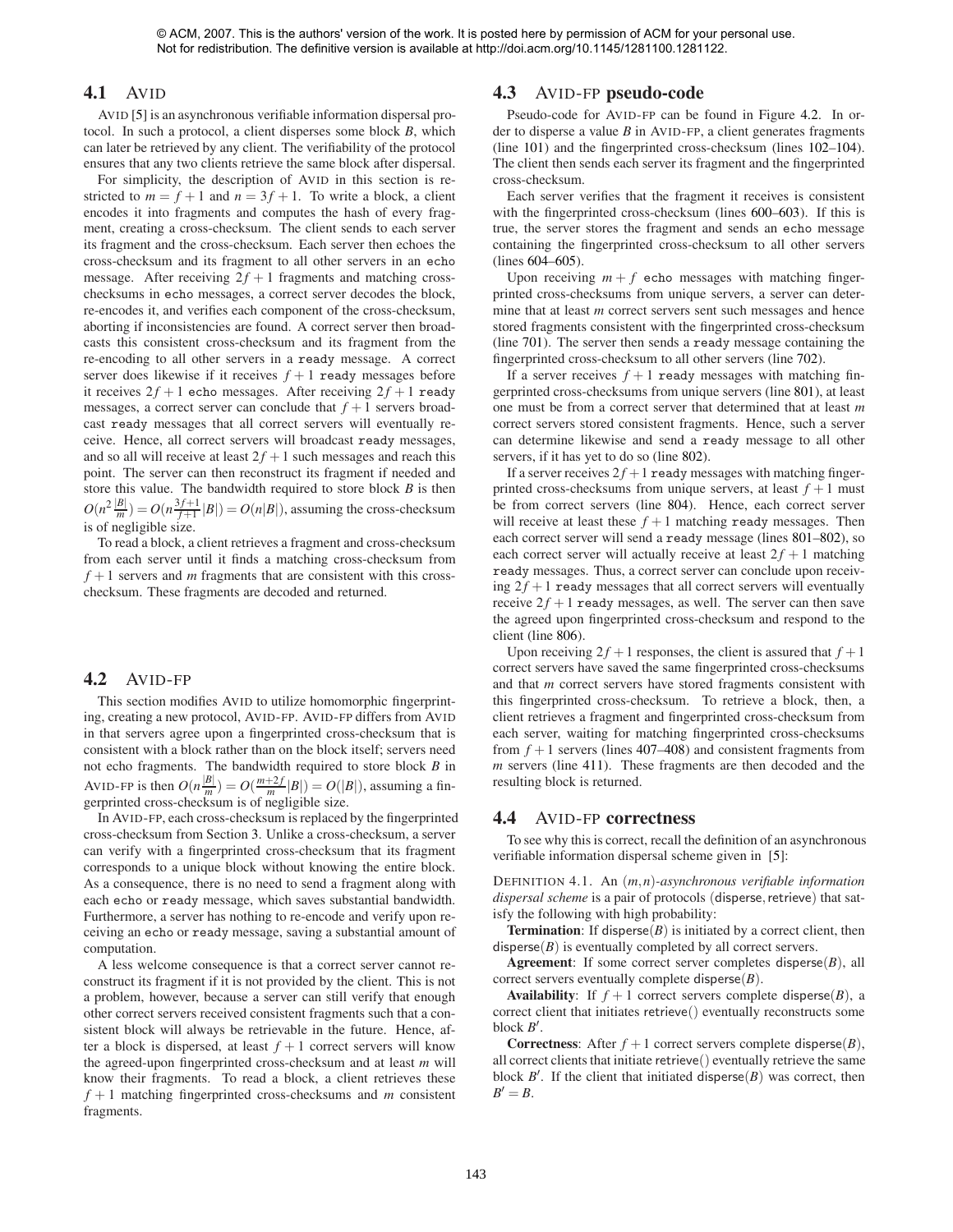© ACM, 2007. This is the authors' version of the work. It is posted here by permission of ACM for your personal use. Not for redistribution. The definitive version is available at http://doi.acm.org/10.1145/1281100.1281122.

## 4.1 AVID

AVID [5] is an asynchronous verifiable information dispersal protocol. In such a protocol, a client disperses some block $B$, which can later be retrieved by any client. The verifiability of the protocol ensures that any two clients retrieve the same block after dispersal.

For simplicity, the description of AVID in this section is restricted to $m = f+1$ and $n = 3f+1$. To write a block, a client encodes it into fragments and computes the hash of every fragment, creating a cross-checksum. The client sends to each server its fragment and the cross-checksum. Each server then echoes the cross-checksum and its fragment to all other servers in an echo message. After receiving $2f+1$ fragments and matching cross-checksums in echo messages, a correct server decodes the block, re-encodes it, and verifies each component of the cross-checksum, aborting if inconsistencies are found. A correct server then broadcasts this consistent cross-checksum and its fragment from the re-encoding to all other servers in a ready message. A correct server does likewise if it receives $f+1$ ready messages before it receives $2f+1$ echo messages. After receiving $2f+1$ ready messages, a correct server can conclude that $f+1$ servers broadcast ready messages that all correct servers will eventually receive. Hence, all correct servers will broadcast ready messages, and so all will receive at least $2f+1$ such messages and reach this point. The server can then reconstruct its fragment if needed and store this value. The bandwidth required to store block $B$ is then $O(n^2\frac{|B|}{m}) = O(n\frac{3f+1}{f+1}|B|) = O(n|B|)$, assuming the cross-checksum is of negligible size.

To read a block, a client retrieves a fragment and cross-checksum from each server until it finds a matching cross-checksum from $f+1$ servers and $m$ fragments that are consistent with this cross-checksum. These fragments are decoded and returned.

## 4.2 AVID-FP

This section modifies AVID to utilize homomorphic fingerprinting, creating a new protocol, AVID-FP. AVID-FP differs from AVID in that servers agree upon a fingerprinted cross-checksum that is consistent with a block rather than on the block itself; servers need not echo fragments. The bandwidth required to store block $B$ in AVID-FP is then $O(n\frac{|B|}{m}) = O(\frac{m+2f}{m}|B|) = O(|B|)$, assuming a fingerprinted cross-checksum is of negligible size.

In AVID-FP, each cross-checksum is replaced by the fingerprinted cross-checksum from Section 3. Unlike a cross-checksum, a server can verify with a fingerprinted cross-checksum that its fragment corresponds to a unique block without knowing the entire block. As a consequence, there is no need to send a fragment along with each echo or ready message, which saves substantial bandwidth. Furthermore, a server has nothing to re-encode and verify upon receiving an echo or ready message, saving a substantial amount of computation.

A less welcome consequence is that a correct server cannot reconstruct its fragment if it is not provided by the client. This is not a problem, however, because a server can still verify that enough other correct servers received consistent fragments such that a consistent block will always be retrievable in the future. Hence, after a block is dispersed, at least $f+1$ correct servers will know the agreed-upon fingerprinted cross-checksum and at least $m$ will know their fragments. To read a block, a client retrieves these $f+1$ matching fingerprinted cross-checksums and $m$ consistent fragments.

## 4.3 AVID-FP pseudo-code

Pseudo-code for AVID-FP can be found in Figure 4.2. In order to disperse a value $B$ in AVID-FP, a client generates fragments (line 101) and the fingerprinted cross-checksum (lines 102–104). The client then sends each server its fragment and the fingerprinted cross-checksum.

Each server verifies that the fragment it receives is consistent with the fingerprinted cross-checksum (lines 600–603). If this is true, the server stores the fragment and sends an echo message containing the fingerprinted cross-checksum to all other servers (lines 604–605).

Upon receiving $m+f$ echo messages with matching fingerprinted cross-checksums from unique servers, a server can determine that at least $m$ correct servers sent such messages and hence stored fragments consistent with the fingerprinted cross-checksum (line 701). The server then sends a ready message containing the fingerprinted cross-checksum to all other servers (line 702).

If a server receives $f+1$ ready messages with matching fingerprinted cross-checksums from unique servers (line 801), at least one must be from a correct server that determined that at least $m$ correct servers stored consistent fragments. Hence, such a server can determine likewise and send a ready message to all other servers, if it has yet to do so (line 802).

If a server receives $2f+1$ ready messages with matching fingerprinted cross-checksums from unique servers, at least $f+1$ must be from correct servers (line 804). Hence, each correct server will receive at least these $f+1$ matching ready messages. Then each correct server will send a ready message (lines 801–802), so each correct server will actually receive at least $2f+1$ matching ready messages. Thus, a correct server can conclude upon receiving $2f+1$ ready messages that all correct servers will eventually receive $2f+1$ ready messages, as well. The server can then save the agreed upon fingerprinted cross-checksum and respond to the client (line 806).

Upon receiving $2f+1$ responses, the client is assured that $f+1$ correct servers have saved the same fingerprinted cross-checksums and that $m$ correct servers have stored fragments consistent with this fingerprinted cross-checksum. To retrieve a block, then, a client retrieves a fragment and fingerprinted cross-checksum from each server, waiting for matching fingerprinted cross-checksums from $f+1$ servers (lines 407–408) and consistent fragments from $m$ servers (line 411). These fragments are then decoded and the resulting block is returned.

## 4.4 AVID-FP correctness

To see why this is correct, recall the definition of an asynchronous verifiable information dispersal scheme given in [5]:

DEFINITION 4.1. An *$(m,n)$-asynchronous verifiable information dispersal scheme* is a pair of protocols (disperse, retrieve) that satisfy the following with high probability:

**Termination**: If disperse($B$) is initiated by a correct client, then disperse($B$) is eventually completed by all correct servers.

**Agreement**: If some correct server completes disperse($B$), all correct servers eventually complete disperse($B$).

**Availability**: If $f+1$ correct servers complete disperse($B$), a correct client that initiates retrieve() eventually reconstructs some block $B'$.

**Correctness**: After $f+1$ correct servers complete disperse($B$), all correct clients that initiate retrieve() eventually retrieve the same block $B'$. If the client that initiated disperse($B$) was correct, then $B' = B$.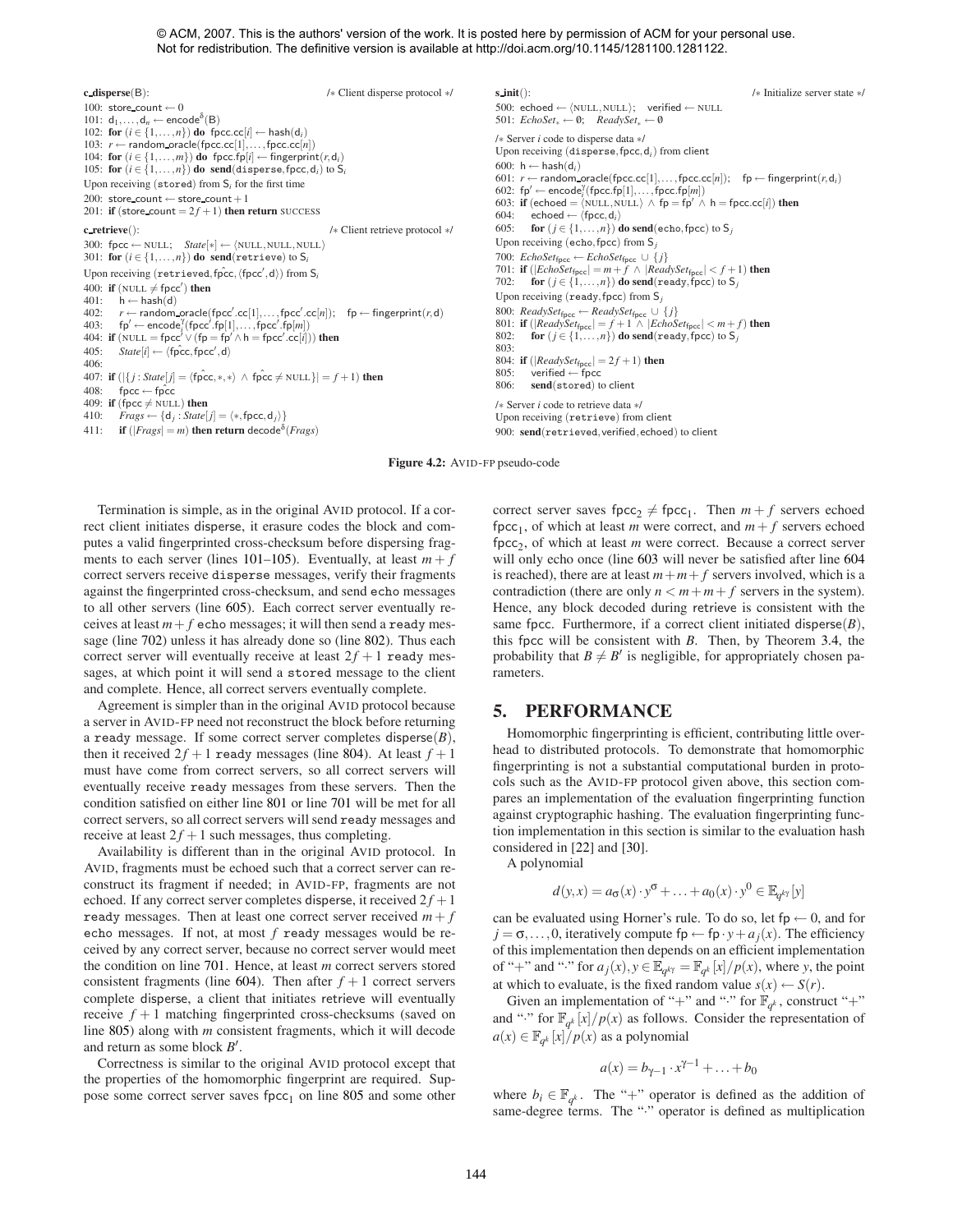© ACM, 2007. This is the authors' version of the work. It is posted here by permission of ACM for your personal use. Not for redistribution. The definitive version is available at http://doi.acm.org/10.1145/1281100.1281122.

```
c_disperse(B):                                              /* Client disperse protocol */
100: store_count ← 0
101: d_1,...,d_n ← encode^δ(B)
102: for (i ∈ {1,...,n}) do fpcc.cc[i] ← hash(d_i)
103: r ← random_oracle(fpcc.cc[1],...,fpcc.cc[n])
104: for (i ∈ {1,...,m}) do fpcc.fp[i] ← fingerprint(r, d_i)
105: for (i ∈ {1,...,n}) do send(disperse, fpcc, d_i) to S_i
Upon receiving (stored) from S_i for the first time
200: store_count ← store_count + 1
201: if (store_count = 2f+1) then return SUCCESS

c_retrieve():                                               /* Client retrieve protocol */
300: fpcc ← NULL;   State[*] ← ⟨NULL, NULL, NULL⟩
301: for (i ∈ {1,...,n}) do send(retrieve) to S_i
Upon receiving (retrieved, f̂pcc, ⟨fpcc', d⟩) from S_i
400: if (NULL ≠ fpcc') then
401:     h ← hash(d)
402:     r ← random_oracle(fpcc'.cc[1],...,fpcc'.cc[n]);   fp ← fingerprint(r, d)
403:     fp' ← encode_i^γ(fpcc'.fp[1],...,fpcc'.fp[m])
404: if (NULL = fpcc' ∨ (fp = fp' ∧ h = fpcc'.cc[i])) then
405:     State[i] ← ⟨f̂pcc, fpcc', d⟩
406:
407: if (|{j : State[j] = ⟨f̂pcc, *, *⟩ ∧ f̂pcc ≠ NULL}| = f+1) then
408:     fpcc ← f̂pcc
409: if (fpcc ≠ NULL) then
410:     Frags ← {d_j : State[j] = ⟨*, fpcc, d_j⟩}
411:     if (|Frags| = m) then return decode^δ(Frags)

s_init():                                                   /* Initialize server state */
500: echoed ← ⟨NULL, NULL⟩;   verified ← NULL
501: EchoSet_* ← ∅;   ReadySet_* ← ∅

/* Server i code to disperse data */
Upon receiving (disperse, fpcc, d_i) from client
600: h ← hash(d_i)
601: r ← random_oracle(fpcc.cc[1],...,fpcc.cc[n]);   fp ← fingerprint(r, d_i)
602: fp' ← encode_i^γ(fpcc.fp[1],...,fpcc.fp[m])
603: if (echoed = ⟨NULL, NULL⟩ ∧ fp = fp' ∧ h = fpcc.cc[i]) then
604:     echoed ← ⟨fpcc, d_i⟩
605:     for (j ∈ {1,...,n}) do send(echo, fpcc) to S_j
Upon receiving (echo, fpcc) from S_j
700: EchoSet_fpcc ← EchoSet_fpcc ∪ {j}
701: if (|EchoSet_fpcc| = m+f ∧ |ReadySet_fpcc| < f+1) then
702:     for (j ∈ {1,...,n}) do send(ready, fpcc) to S_j
Upon receiving (ready, fpcc) from S_j
800: ReadySet_fpcc ← ReadySet_fpcc ∪ {j}
801: if (|ReadySet_fpcc| = f+1 ∧ |EchoSet_fpcc| < m+f) then
802:     for (j ∈ {1,...,n}) do send(ready, fpcc) to S_j
803:
804: if (|ReadySet_fpcc| = 2f+1) then
805:     verified ← fpcc
806:     send(stored) to client

/* Server i code to retrieve data */
Upon receiving (retrieve) from client
900: send(retrieved, verified, echoed) to client
```

**Figure 4.2:** AVID-FP pseudo-code

Termination is simple, as in the original AVID protocol. If a correct client initiates disperse, it erasure codes the block and computes a valid fingerprinted cross-checksum before dispersing fragments to each server (lines 101–105). Eventually, at least $m+f$ correct servers receive disperse messages, verify their fragments against the fingerprinted cross-checksum, and send echo messages to all other servers (line 605). Each correct server eventually receives at least $m+f$ echo messages; it will then send a ready message (line 702) unless it has already done so (line 802). Thus each correct server will eventually receive at least $2f+1$ ready messages, at which point it will send a stored message to the client and complete. Hence, all correct servers eventually complete.

Agreement is simpler than in the original AVID protocol because a server in AVID-FP need not reconstruct the block before returning a ready message. If some correct server completes disperse$(B)$, then it received $2f+1$ ready messages (line 804). At least $f+1$ must have come from correct servers, so all correct servers will eventually receive ready messages from these servers. Then the condition satisfied on either line 801 or line 701 will be met for all correct servers, so all correct servers will send ready messages and receive at least $2f+1$ such messages, thus completing.

Availability is different than in the original AVID protocol. In AVID, fragments must be echoed such that a correct server can reconstruct its fragment if needed; in AVID-FP, fragments are not echoed. If any correct server completes disperse, it received $2f+1$ ready messages. Then at least one correct server received $m+f$ echo messages. If not, at most $f$ ready messages would be received by any correct server, because no correct server would meet the condition on line 701. Hence, at least $m$ correct servers stored consistent fragments (line 604). Then after $f+1$ correct servers complete disperse, a client that initiates retrieve will eventually receive $f+1$ matching fingerprinted cross-checksums (saved on line 805) along with $m$ consistent fragments, which it will decode and return as some block $B'$.

Correctness is similar to the original AVID protocol except that the properties of the homomorphic fingerprint are required. Suppose some correct server saves $\mathsf{fpcc}_1$ on line 805 and some other correct server saves $\mathsf{fpcc}_2 \neq \mathsf{fpcc}_1$. Then $m+f$ servers echoed $\mathsf{fpcc}_1$, of which at least $m$ were correct, and $m+f$ servers echoed $\mathsf{fpcc}_2$, of which at least $m$ were correct. Because a correct server will only echo once (line 603 will never be satisfied after line 604 is reached), there are at least $m+m+f$ servers involved, which is a contradiction (there are only $n < m+m+f$ servers in the system). Hence, any block decoded during retrieve is consistent with the same fpcc. Furthermore, if a correct client initiated disperse$(B)$, this fpcc will be consistent with $B$. Then, by Theorem 3.4, the probability that $B \neq B'$ is negligible, for appropriately chosen parameters.

## 5. PERFORMANCE

Homomorphic fingerprinting is efficient, contributing little overhead to distributed protocols. To demonstrate that homomorphic fingerprinting is not a substantial computational burden in protocols such as the AVID-FP protocol given above, this section compares an implementation of the evaluation fingerprinting function against cryptographic hashing. The evaluation fingerprinting function implementation in this section is similar to the evaluation hash considered in [22] and [30].

A polynomial

$$d(y,x) = a_\sigma(x) \cdot y^\sigma + \ldots + a_0(x) \cdot y^0 \in \mathbb{E}_{q^{k\gamma}}[y]$$

can be evaluated using Horner's rule. To do so, let $\mathsf{fp} \leftarrow 0$, and for $j = \sigma, \ldots, 0$, iteratively compute $\mathsf{fp} \leftarrow \mathsf{fp} \cdot y + a_j(x)$. The efficiency of this implementation then depends on an efficient implementation of "+" and "·" for $a_j(x), y \in \mathbb{E}_{q^{k\gamma}} = \mathbb{F}_{q^k}[x]/p(x)$, where $y$, the point at which to evaluate, is the fixed random value $s(x) \leftarrow S(r)$.

Given an implementation of "+" and "·" for $\mathbb{F}_{q^k}$, construct "+" and "·" for $\mathbb{F}_{q^k}[x]/p(x)$ as follows. Consider the representation of $a(x) \in \mathbb{F}_{q^k}[x]/p(x)$ as a polynomial

$$a(x) = b_{\gamma-1} \cdot x^{\gamma-1} + \ldots + b_0$$

where $b_i \in \mathbb{F}_{q^k}$. The "+" operator is defined as the addition of same-degree terms. The "·" operator is defined as multiplication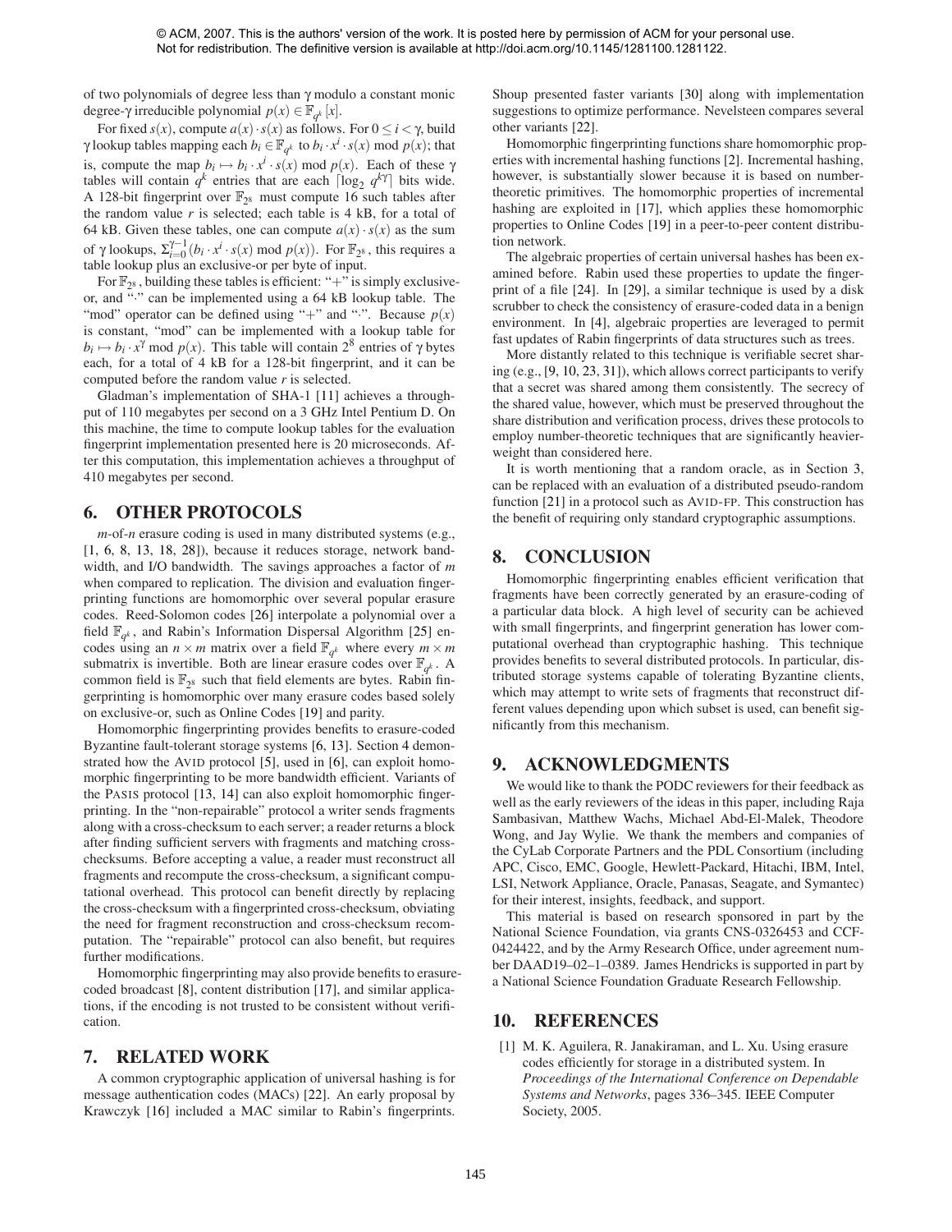of two polynomials of degree less than $\gamma$ modulo a constant monic degree-$\gamma$ irreducible polynomial $p(x) \in \mathbb{F}_{q^k}[x]$.

For fixed $s(x)$, compute $a(x) \cdot s(x)$ as follows. For $0 \le i < \gamma$, build $\gamma$ lookup tables mapping each $b_i \in \mathbb{F}_{q^k}$ to $b_i \cdot x^i \cdot s(x) \bmod p(x)$; that is, compute the map $b_i \mapsto b_i \cdot x^i \cdot s(x) \bmod p(x)$. Each of these $\gamma$ tables will contain $q^k$ entries that are each $\lceil \log_2 q^{k\gamma} \rceil$ bits wide. A 128-bit fingerprint over $\mathbb{F}_{2^8}$ must compute 16 such tables after the random value $r$ is selected; each table is 4 kB, for a total of 64 kB. Given these tables, one can compute $a(x) \cdot s(x)$ as the sum of $\gamma$ lookups, $\Sigma_{i=0}^{\gamma-1}(b_i \cdot x^i \cdot s(x) \bmod p(x))$. For $\mathbb{F}_{2^8}$, this requires a table lookup plus an exclusive-or per byte of input.

For $\mathbb{F}_{2^8}$, building these tables is efficient: "+" is simply exclusive-or, and "$\cdot$" can be implemented using a 64 kB lookup table. The "mod" operator can be defined using "+" and "$\cdot$". Because $p(x)$ is constant, "mod" can be implemented with a lookup table for $b_i \mapsto b_i \cdot x^\gamma \bmod p(x)$. This table will contain $2^8$ entries of $\gamma$ bytes each, for a total of 4 kB for a 128-bit fingerprint, and it can be computed before the random value $r$ is selected.

Gladman's implementation of SHA-1 [11] achieves a throughput of 110 megabytes per second on a 3 GHz Intel Pentium D. On this machine, the time to compute lookup tables for the evaluation fingerprint implementation presented here is 20 microseconds. After this computation, this implementation achieves a throughput of 410 megabytes per second.

## 6. OTHER PROTOCOLS

$m$-of-$n$ erasure coding is used in many distributed systems (e.g., [1, 6, 8, 13, 18, 28]), because it reduces storage, network bandwidth, and I/O bandwidth. The savings approaches a factor of $m$ when compared to replication. The division and evaluation fingerprinting functions are homomorphic over several popular erasure codes. Reed-Solomon codes [26] interpolate a polynomial over a field $\mathbb{F}_{q^k}$, and Rabin's Information Dispersal Algorithm [25] encodes using an $n \times m$ matrix over a field $\mathbb{F}_{q^k}$ where every $m \times m$ submatrix is invertible. Both are linear erasure codes over $\mathbb{F}_{q^k}$. A common field is $\mathbb{F}_{2^8}$ such that field elements are bytes. Rabin fingerprinting is homomorphic over many erasure codes based solely on exclusive-or, such as Online Codes [19] and parity.

Homomorphic fingerprinting provides benefits to erasure-coded Byzantine fault-tolerant storage systems [6, 13]. Section 4 demonstrated how the AVID protocol [5], used in [6], can exploit homomorphic fingerprinting to be more bandwidth efficient. Variants of the PASIS protocol [13, 14] can also exploit homomorphic fingerprinting. In the "non-repairable" protocol a writer sends fragments along with a cross-checksum to each server; a reader returns a block after finding sufficient servers with fragments and matching cross-checksums. Before accepting a value, a reader must reconstruct all fragments and recompute the cross-checksum, a significant computational overhead. This protocol can benefit directly by replacing the cross-checksum with a fingerprinted cross-checksum, obviating the need for fragment reconstruction and cross-checksum recomputation. The "repairable" protocol can also benefit, but requires further modifications.

Homomorphic fingerprinting may also provide benefits to erasure-coded broadcast [8], content distribution [17], and similar applications, if the encoding is not trusted to be consistent without verification.

## 7. RELATED WORK

A common cryptographic application of universal hashing is for message authentication codes (MACs) [22]. An early proposal by Krawczyk [16] included a MAC similar to Rabin's fingerprints. Shoup presented faster variants [30] along with implementation suggestions to optimize performance. Nevelsteen compares several other variants [22].

Homomorphic fingerprinting functions share homomorphic properties with incremental hashing functions [2]. Incremental hashing, however, is substantially slower because it is based on number-theoretic primitives. The homomorphic properties of incremental hashing are exploited in [17], which applies these homomorphic properties to Online Codes [19] in a peer-to-peer content distribution network.

The algebraic properties of certain universal hashes has been examined before. Rabin used these properties to update the fingerprint of a file [24]. In [29], a similar technique is used by a disk scrubber to check the consistency of erasure-coded data in a benign environment. In [4], algebraic properties are leveraged to permit fast updates of Rabin fingerprints of data structures such as trees.

More distantly related to this technique is verifiable secret sharing (e.g., [9, 10, 23, 31]), which allows correct participants to verify that a secret was shared among them consistently. The secrecy of the shared value, however, which must be preserved throughout the share distribution and verification process, drives these protocols to employ number-theoretic techniques that are significantly heavier-weight than considered here.

It is worth mentioning that a random oracle, as in Section 3, can be replaced with an evaluation of a distributed pseudo-random function [21] in a protocol such as AVID-FP. This construction has the benefit of requiring only standard cryptographic assumptions.

## 8. CONCLUSION

Homomorphic fingerprinting enables efficient verification that fragments have been correctly generated by an erasure-coding of a particular data block. A high level of security can be achieved with small fingerprints, and fingerprint generation has lower computational overhead than cryptographic hashing. This technique provides benefits to several distributed protocols. In particular, distributed storage systems capable of tolerating Byzantine clients, which may attempt to write sets of fragments that reconstruct different values depending upon which subset is used, can benefit significantly from this mechanism.

## 9. ACKNOWLEDGMENTS

We would like to thank the PODC reviewers for their feedback as well as the early reviewers of the ideas in this paper, including Raja Sambasivan, Matthew Wachs, Michael Abd-El-Malek, Theodore Wong, and Jay Wylie. We thank the members and companies of the CyLab Corporate Partners and the PDL Consortium (including APC, Cisco, EMC, Google, Hewlett-Packard, Hitachi, IBM, Intel, LSI, Network Appliance, Oracle, Panasas, Seagate, and Symantec) for their interest, insights, feedback, and support.

This material is based on research sponsored in part by the National Science Foundation, via grants CNS-0326453 and CCF-0424422, and by the Army Research Office, under agreement number DAAD19–02–1–0389. James Hendricks is supported in part by a National Science Foundation Graduate Research Fellowship.

## 10. REFERENCES

[1] M. K. Aguilera, R. Janakiraman, and L. Xu. Using erasure codes efficiently for storage in a distributed system. In *Proceedings of the International Conference on Dependable Systems and Networks*, pages 336–345. IEEE Computer Society, 2005.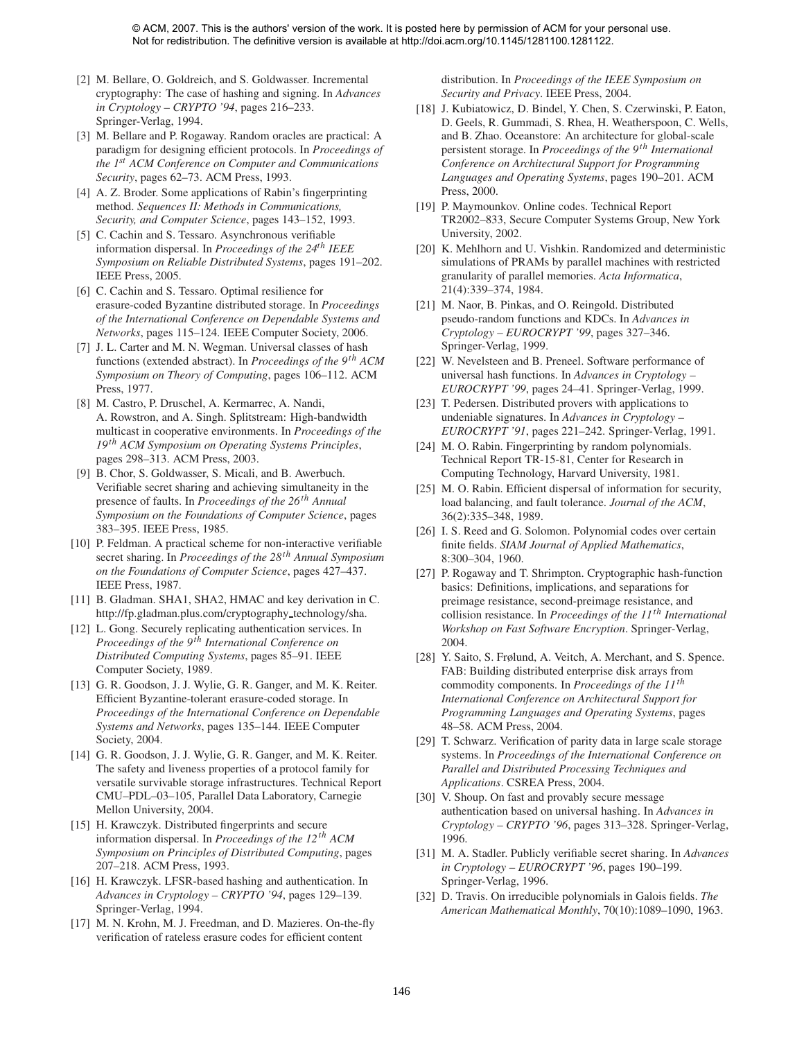© ACM, 2007. This is the authors' version of the work. It is posted here by permission of ACM for your personal use. Not for redistribution. The definitive version is available at http://doi.acm.org/10.1145/1281100.1281122.

[2] M. Bellare, O. Goldreich, and S. Goldwasser. Incremental cryptography: The case of hashing and signing. In *Advances in Cryptology – CRYPTO '94*, pages 216–233. Springer-Verlag, 1994.

[3] M. Bellare and P. Rogaway. Random oracles are practical: A paradigm for designing efficient protocols. In *Proceedings of the 1st ACM Conference on Computer and Communications Security*, pages 62–73. ACM Press, 1993.

[4] A. Z. Broder. Some applications of Rabin's fingerprinting method. *Sequences II: Methods in Communications, Security, and Computer Science*, pages 143–152, 1993.

[5] C. Cachin and S. Tessaro. Asynchronous verifiable information dispersal. In *Proceedings of the 24th IEEE Symposium on Reliable Distributed Systems*, pages 191–202. IEEE Press, 2005.

[6] C. Cachin and S. Tessaro. Optimal resilience for erasure-coded Byzantine distributed storage. In *Proceedings of the International Conference on Dependable Systems and Networks*, pages 115–124. IEEE Computer Society, 2006.

[7] J. L. Carter and M. N. Wegman. Universal classes of hash functions (extended abstract). In *Proceedings of the 9th ACM Symposium on Theory of Computing*, pages 106–112. ACM Press, 1977.

[8] M. Castro, P. Druschel, A. Kermarrec, A. Nandi, A. Rowstron, and A. Singh. Splitstream: High-bandwidth multicast in cooperative environments. In *Proceedings of the 19th ACM Symposium on Operating Systems Principles*, pages 298–313. ACM Press, 2003.

[9] B. Chor, S. Goldwasser, S. Micali, and B. Awerbuch. Verifiable secret sharing and achieving simultaneity in the presence of faults. In *Proceedings of the 26th Annual Symposium on the Foundations of Computer Science*, pages 383–395. IEEE Press, 1985.

[10] P. Feldman. A practical scheme for non-interactive verifiable secret sharing. In *Proceedings of the 28th Annual Symposium on the Foundations of Computer Science*, pages 427–437. IEEE Press, 1987.

[11] B. Gladman. SHA1, SHA2, HMAC and key derivation in C. http://fp.gladman.plus.com/cryptography_technology/sha.

[12] L. Gong. Securely replicating authentication services. In *Proceedings of the 9th International Conference on Distributed Computing Systems*, pages 85–91. IEEE Computer Society, 1989.

[13] G. R. Goodson, J. J. Wylie, G. R. Ganger, and M. K. Reiter. Efficient Byzantine-tolerant erasure-coded storage. In *Proceedings of the International Conference on Dependable Systems and Networks*, pages 135–144. IEEE Computer Society, 2004.

[14] G. R. Goodson, J. J. Wylie, G. R. Ganger, and M. K. Reiter. The safety and liveness properties of a protocol family for versatile survivable storage infrastructures. Technical Report CMU–PDL–03–105, Parallel Data Laboratory, Carnegie Mellon University, 2004.

[15] H. Krawczyk. Distributed fingerprints and secure information dispersal. In *Proceedings of the 12th ACM Symposium on Principles of Distributed Computing*, pages 207–218. ACM Press, 1993.

[16] H. Krawczyk. LFSR-based hashing and authentication. In *Advances in Cryptology – CRYPTO '94*, pages 129–139. Springer-Verlag, 1994.

[17] M. N. Krohn, M. J. Freedman, and D. Mazieres. On-the-fly verification of rateless erasure codes for efficient content distribution. In *Proceedings of the IEEE Symposium on Security and Privacy*. IEEE Press, 2004.

[18] J. Kubiatowicz, D. Bindel, Y. Chen, S. Czerwinski, P. Eaton, D. Geels, R. Gummadi, S. Rhea, H. Weatherspoon, C. Wells, and B. Zhao. Oceanstore: An architecture for global-scale persistent storage. In *Proceedings of the 9th International Conference on Architectural Support for Programming Languages and Operating Systems*, pages 190–201. ACM Press, 2000.

[19] P. Maymounkov. Online codes. Technical Report TR2002–833, Secure Computer Systems Group, New York University, 2002.

[20] K. Mehlhorn and U. Vishkin. Randomized and deterministic simulations of PRAMs by parallel machines with restricted granularity of parallel memories. *Acta Informatica*, 21(4):339–374, 1984.

[21] M. Naor, B. Pinkas, and O. Reingold. Distributed pseudo-random functions and KDCs. In *Advances in Cryptology – EUROCRYPT '99*, pages 327–346. Springer-Verlag, 1999.

[22] W. Nevelsteen and B. Preneel. Software performance of universal hash functions. In *Advances in Cryptology – EUROCRYPT '99*, pages 24–41. Springer-Verlag, 1999.

[23] T. Pedersen. Distributed provers with applications to undeniable signatures. In *Advances in Cryptology – EUROCRYPT '91*, pages 221–242. Springer-Verlag, 1991.

[24] M. O. Rabin. Fingerprinting by random polynomials. Technical Report TR-15-81, Center for Research in Computing Technology, Harvard University, 1981.

[25] M. O. Rabin. Efficient dispersal of information for security, load balancing, and fault tolerance. *Journal of the ACM*, 36(2):335–348, 1989.

[26] I. S. Reed and G. Solomon. Polynomial codes over certain finite fields. *SIAM Journal of Applied Mathematics*, 8:300–304, 1960.

[27] P. Rogaway and T. Shrimpton. Cryptographic hash-function basics: Definitions, implications, and separations for preimage resistance, second-preimage resistance, and collision resistance. In *Proceedings of the 11th International Workshop on Fast Software Encryption*. Springer-Verlag, 2004.

[28] Y. Saito, S. Frølund, A. Veitch, A. Merchant, and S. Spence. FAB: Building distributed enterprise disk arrays from commodity components. In *Proceedings of the 11th International Conference on Architectural Support for Programming Languages and Operating Systems*, pages 48–58. ACM Press, 2004.

[29] T. Schwarz. Verification of parity data in large scale storage systems. In *Proceedings of the International Conference on Parallel and Distributed Processing Techniques and Applications*. CSREA Press, 2004.

[30] V. Shoup. On fast and provably secure message authentication based on universal hashing. In *Advances in Cryptology – CRYPTO '96*, pages 313–328. Springer-Verlag, 1996.

[31] M. A. Stadler. Publicly verifiable secret sharing. In *Advances in Cryptology – EUROCRYPT '96*, pages 190–199. Springer-Verlag, 1996.

[32] D. Travis. On irreducible polynomials in Galois fields. *The American Mathematical Monthly*, 70(10):1089–1090, 1963.